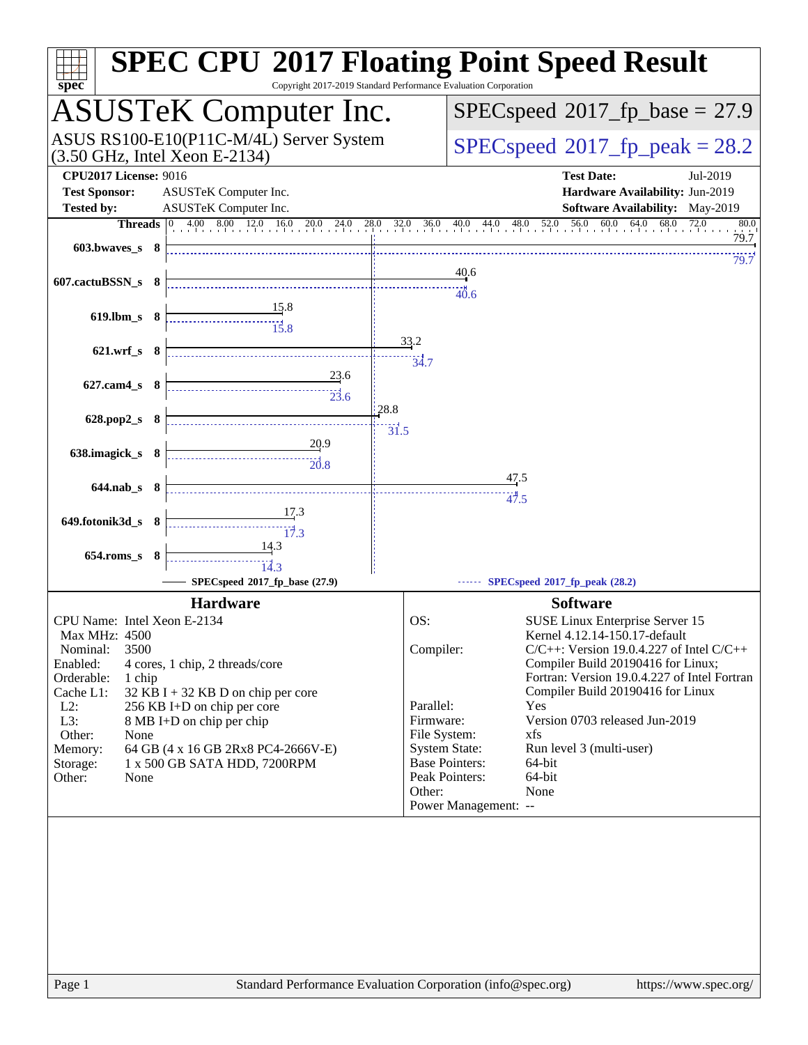# SPEC CPU 2017 Floating Point Speed Result

Copyright 2017-2019 Standard Performance Evaluation Corporation

## ASUSTeK Computer Inc.

ASUS RS100-E10(P11C-M/4L) Server System (3.50 GHz, Intel Xeon E-2134)

SPECspeed 2017_fp_base = 27.9

SPECspeed 2017_fp_peak = 28.2

**CPU2017 License:** 9016
**Test Sponsor:** ASUSTeK Computer Inc.
**Tested by:** ASUSTeK Computer Inc.

**Test Date:** Jul-2019
**Hardware Availability:** Jun-2019
**Software Availability:** May-2019

Threads 0 4.00 8.00 12.0 16.0 20.0 24.0 28.0 32.0 36.0 40.0 44.0 48.0 52.0 56.0 60.0 64.0 68.0 72.0 80.0

603.bwaves_s 8 79.7 79.7
607.cactuBSSN_s 8 40.6 40.6
619.lbm_s 8 15.8 15.8
621.wrf_s 8 33.2 34.7
627.cam4_s 8 23.6 23.6
628.pop2_s 8 28.8 31.5
638.imagick_s 8 20.9 20.8
644.nab_s 8 47.5 47.5
649.fotonik3d_s 8 17.3 17.3
654.roms_s 8 14.3 14.3

SPECspeed 2017_fp_base (27.9)
SPECspeed 2017_fp_peak (28.2)

## Hardware

| | |
|---|---|
| CPU Name: | Intel Xeon E-2134 |
| Max MHz: | 4500 |
| Nominal: | 3500 |
| Enabled: | 4 cores, 1 chip, 2 threads/core |
| Orderable: | 1 chip |
| Cache L1: | 32 KB I + 32 KB D on chip per core |
| L2: | 256 KB I+D on chip per core |
| L3: | 8 MB I+D on chip per chip |
| Other: | None |
| Memory: | 64 GB (4 x 16 GB 2Rx8 PC4-2666V-E) |
| Storage: | 1 x 500 GB SATA HDD, 7200RPM |
| Other: | None |

## Software

| | |
|---|---|
| OS: | SUSE Linux Enterprise Server 15 Kernel 4.12.14-150.17-default |
| Compiler: | C/C++: Version 19.0.4.227 of Intel C/C++ Compiler Build 20190416 for Linux; Fortran: Version 19.0.4.227 of Intel Fortran Compiler Build 20190416 for Linux |
| Parallel: | Yes |
| Firmware: | Version 0703 released Jun-2019 |
| File System: | xfs |
| System State: | Run level 3 (multi-user) |
| Base Pointers: | 64-bit |
| Peak Pointers: | 64-bit |
| Other: | None |
| Power Management: | -- |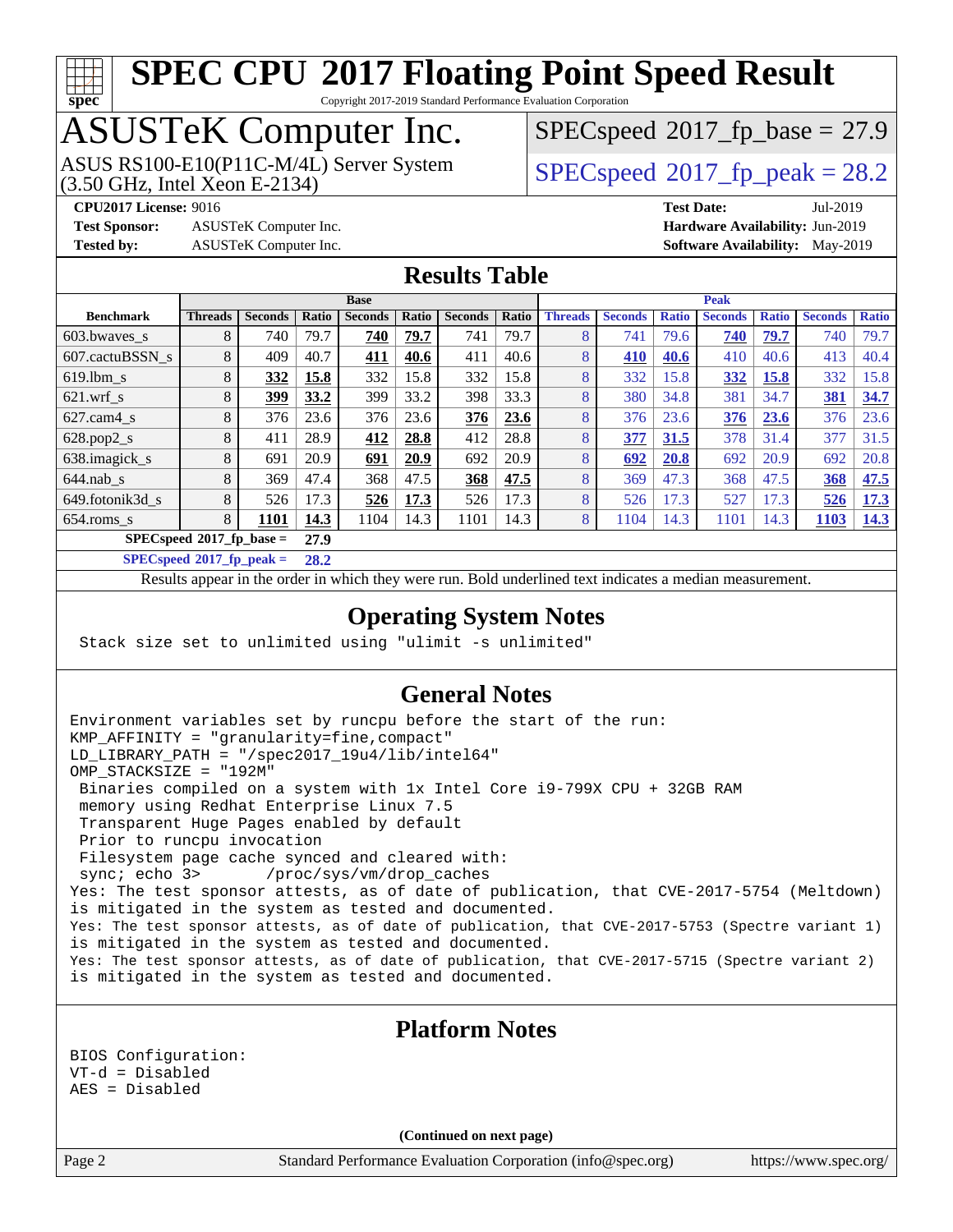# SPEC CPU 2017 Floating Point Speed Result

Copyright 2017-2019 Standard Performance Evaluation Corporation

## ASUSTeK Computer Inc.

ASUS RS100-E10(P11C-M/4L) Server System (3.50 GHz, Intel Xeon E-2134)

SPECspeed 2017_fp_base = 27.9

SPECspeed 2017_fp_peak = 28.2

**CPU2017 License:** 9016
**Test Sponsor:** ASUSTeK Computer Inc.
**Tested by:** ASUSTeK Computer Inc.

**Test Date:** Jul-2019
**Hardware Availability:** Jun-2019
**Software Availability:** May-2019

## Results Table

| | Base | | | | | | | Peak | | | | | | |
|---|---|---|---|---|---|---|---|---|---|---|---|---|---|---|
| **Benchmark** | **Threads** | **Seconds** | **Ratio** | **Seconds** | **Ratio** | **Seconds** | **Ratio** | **Threads** | **Seconds** | **Ratio** | **Seconds** | **Ratio** | **Seconds** | **Ratio** |
| 603.bwaves_s | 8 | 740 | 79.7 | **740** | **79.7** | 741 | 79.7 | 8 | 741 | 79.6 | **740** | **79.7** | 740 | 79.7 |
| 607.cactuBSSN_s | 8 | 409 | 40.7 | **411** | **40.6** | 411 | 40.6 | 8 | **410** | **40.6** | 410 | 40.6 | 413 | 40.4 |
| 619.lbm_s | 8 | **332** | **15.8** | 332 | 15.8 | 332 | 15.8 | 8 | 332 | 15.8 | **332** | **15.8** | 332 | 15.8 |
| 621.wrf_s | 8 | **399** | **33.2** | 399 | 33.2 | 398 | 33.3 | 8 | 380 | 34.8 | 381 | 34.7 | **381** | **34.7** |
| 627.cam4_s | 8 | 376 | 23.6 | 376 | 23.6 | **376** | **23.6** | 8 | 376 | 23.6 | **376** | **23.6** | 376 | 23.6 |
| 628.pop2_s | 8 | 411 | 28.9 | **412** | **28.8** | 412 | 28.8 | 8 | **377** | **31.5** | 378 | 31.4 | 377 | 31.5 |
| 638.imagick_s | 8 | 691 | 20.9 | **691** | **20.9** | 692 | 20.9 | 8 | **692** | **20.8** | 692 | 20.9 | 692 | 20.8 |
| 644.nab_s | 8 | 369 | 47.4 | 368 | 47.5 | **368** | **47.5** | 8 | 369 | 47.3 | 368 | 47.5 | **368** | **47.5** |
| 649.fotonik3d_s | 8 | 526 | 17.3 | **526** | **17.3** | 526 | 17.3 | 8 | 526 | 17.3 | 527 | 17.3 | **526** | **17.3** |
| 654.roms_s | 8 | **1101** | **14.3** | 1104 | 14.3 | 1101 | 14.3 | 8 | 1104 | 14.3 | 1101 | 14.3 | **1103** | **14.3** |

SPECspeed 2017_fp_base = **27.9**

SPECspeed 2017_fp_peak = **28.2**

Results appear in the order in which they were run. Bold underlined text indicates a median measurement.

## Operating System Notes

```
Stack size set to unlimited using "ulimit -s unlimited"
```

## General Notes

```
Environment variables set by runcpu before the start of the run:
KMP_AFFINITY = "granularity=fine,compact"
LD_LIBRARY_PATH = "/spec2017_19u4/lib/intel64"
OMP_STACKSIZE = "192M"
 Binaries compiled on a system with 1x Intel Core i9-799X CPU + 32GB RAM
 memory using Redhat Enterprise Linux 7.5
 Transparent Huge Pages enabled by default
 Prior to runcpu invocation
 Filesystem page cache synced and cleared with:
 sync; echo 3>       /proc/sys/vm/drop_caches
Yes: The test sponsor attests, as of date of publication, that CVE-2017-5754 (Meltdown)
is mitigated in the system as tested and documented.
Yes: The test sponsor attests, as of date of publication, that CVE-2017-5753 (Spectre variant 1)
is mitigated in the system as tested and documented.
Yes: The test sponsor attests, as of date of publication, that CVE-2017-5715 (Spectre variant 2)
is mitigated in the system as tested and documented.
```

## Platform Notes

```
BIOS Configuration:
VT-d = Disabled
AES = Disabled
```

**(Continued on next page)**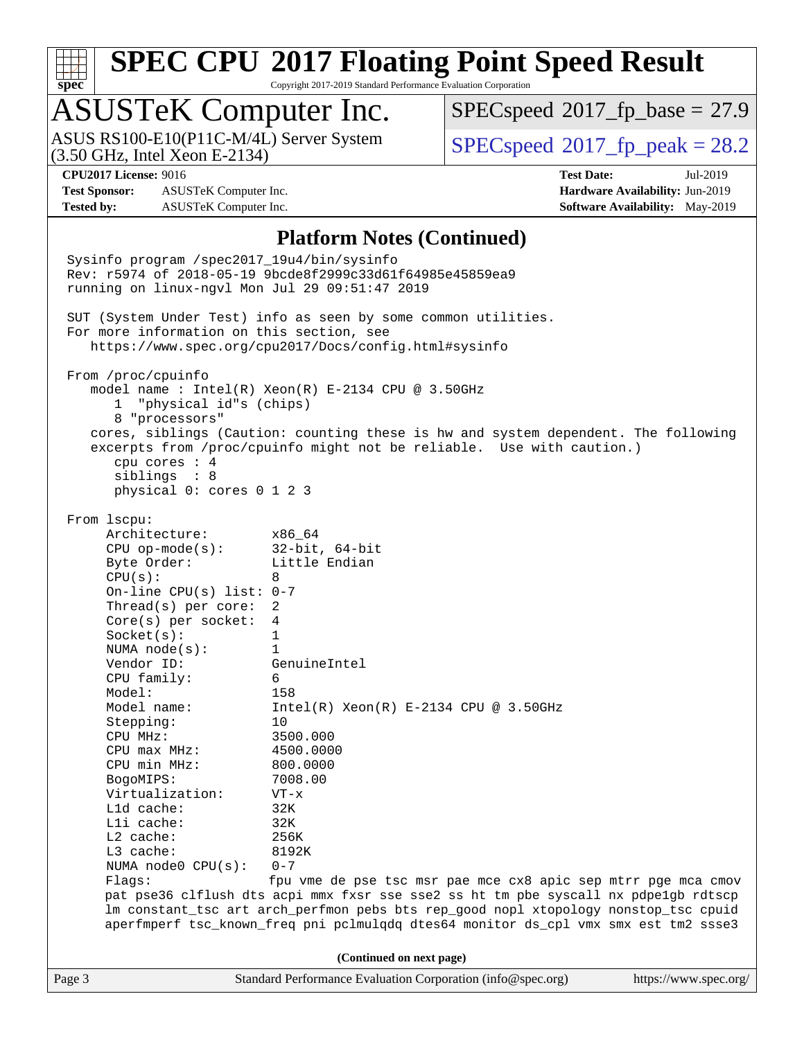# SPEC CPU 2017 Floating Point Speed Result

Copyright 2017-2019 Standard Performance Evaluation Corporation

## ASUSTeK Computer Inc.

ASUS RS100-E10(P11C-M/4L) Server System (3.50 GHz, Intel Xeon E-2134)

SPECspeed 2017_fp_base = 27.9

SPECspeed 2017_fp_peak = 28.2

**CPU2017 License:** 9016
**Test Sponsor:** ASUSTeK Computer Inc.
**Tested by:** ASUSTeK Computer Inc.

**Test Date:** Jul-2019
**Hardware Availability:** Jun-2019
**Software Availability:** May-2019

### Platform Notes (Continued)

```
Sysinfo program /spec2017_19u4/bin/sysinfo
Rev: r5974 of 2018-05-19 9bcde8f2999c33d61f64985e45859ea9
running on linux-ngvl Mon Jul 29 09:51:47 2019

SUT (System Under Test) info as seen by some common utilities.
For more information on this section, see
   https://www.spec.org/cpu2017/Docs/config.html#sysinfo

From /proc/cpuinfo
   model name : Intel(R) Xeon(R) E-2134 CPU @ 3.50GHz
      1  "physical id"s (chips)
      8 "processors"
   cores, siblings (Caution: counting these is hw and system dependent. The following
   excerpts from /proc/cpuinfo might not be reliable.  Use with caution.)
      cpu cores : 4
      siblings  : 8
      physical 0: cores 0 1 2 3

From lscpu:
     Architecture:        x86_64
     CPU op-mode(s):      32-bit, 64-bit
     Byte Order:          Little Endian
     CPU(s):              8
     On-line CPU(s) list: 0-7
     Thread(s) per core:  2
     Core(s) per socket:  4
     Socket(s):           1
     NUMA node(s):        1
     Vendor ID:           GenuineIntel
     CPU family:          6
     Model:               158
     Model name:          Intel(R) Xeon(R) E-2134 CPU @ 3.50GHz
     Stepping:            10
     CPU MHz:             3500.000
     CPU max MHz:         4500.0000
     CPU min MHz:         800.0000
     BogoMIPS:            7008.00
     Virtualization:      VT-x
     L1d cache:           32K
     L1i cache:           32K
     L2 cache:            256K
     L3 cache:            8192K
     NUMA node0 CPU(s):   0-7
     Flags:               fpu vme de pse tsc msr pae mce cx8 apic sep mtrr pge mca cmov
     pat pse36 clflush dts acpi mmx fxsr sse sse2 ss ht tm pbe syscall nx pdpe1gb rdtscp
     lm constant_tsc art arch_perfmon pebs bts rep_good nopl xtopology nonstop_tsc cpuid
     aperfmperf tsc_known_freq pni pclmulqdq dtes64 monitor ds_cpl vmx smx est tm2 ssse3
```

(Continued on next page)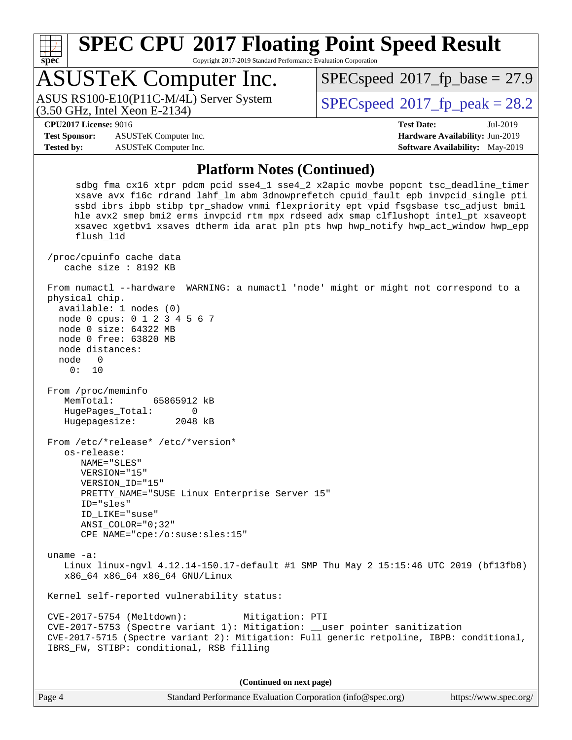## Platform Notes (Continued)

```
     sdbg fma cx16 xtpr pdcm pcid sse4_1 sse4_2 x2apic movbe popcnt tsc_deadline_timer
     xsave avx f16c rdrand lahf_lm abm 3dnowprefetch cpuid_fault epb invpcid_single pti
     ssbd ibrs ibpb stibp tpr_shadow vnmi flexpriority ept vpid fsgsbase tsc_adjust bmi1
     hle avx2 smep bmi2 erms invpcid rtm mpx rdseed adx smap clflushopt intel_pt xsaveopt
     xsavec xgetbv1 xsaves dtherm ida arat pln pts hwp hwp_notify hwp_act_window hwp_epp
     flush_l1d

 /proc/cpuinfo cache data
    cache size : 8192 KB

 From numactl --hardware  WARNING: a numactl 'node' might or might not correspond to a
 physical chip.
   available: 1 nodes (0)
   node 0 cpus: 0 1 2 3 4 5 6 7
   node 0 size: 64322 MB
   node 0 free: 63820 MB
   node distances:
   node   0
     0:  10

 From /proc/meminfo
    MemTotal:       65865912 kB
    HugePages_Total:       0
    Hugepagesize:       2048 kB

 From /etc/*release* /etc/*version*
    os-release:
       NAME="SLES"
       VERSION="15"
       VERSION_ID="15"
       PRETTY_NAME="SUSE Linux Enterprise Server 15"
       ID="sles"
       ID_LIKE="suse"
       ANSI_COLOR="0;32"
       CPE_NAME="cpe:/o:suse:sles:15"

 uname -a:
    Linux linux-ngvl 4.12.14-150.17-default #1 SMP Thu May 2 15:15:46 UTC 2019 (bf13fb8)
    x86_64 x86_64 x86_64 GNU/Linux

 Kernel self-reported vulnerability status:

 CVE-2017-5754 (Meltdown):          Mitigation: PTI
 CVE-2017-5753 (Spectre variant 1): Mitigation: __user pointer sanitization
 CVE-2017-5715 (Spectre variant 2): Mitigation: Full generic retpoline, IBPB: conditional,
 IBRS_FW, STIBP: conditional, RSB filling
```

**(Continued on next page)**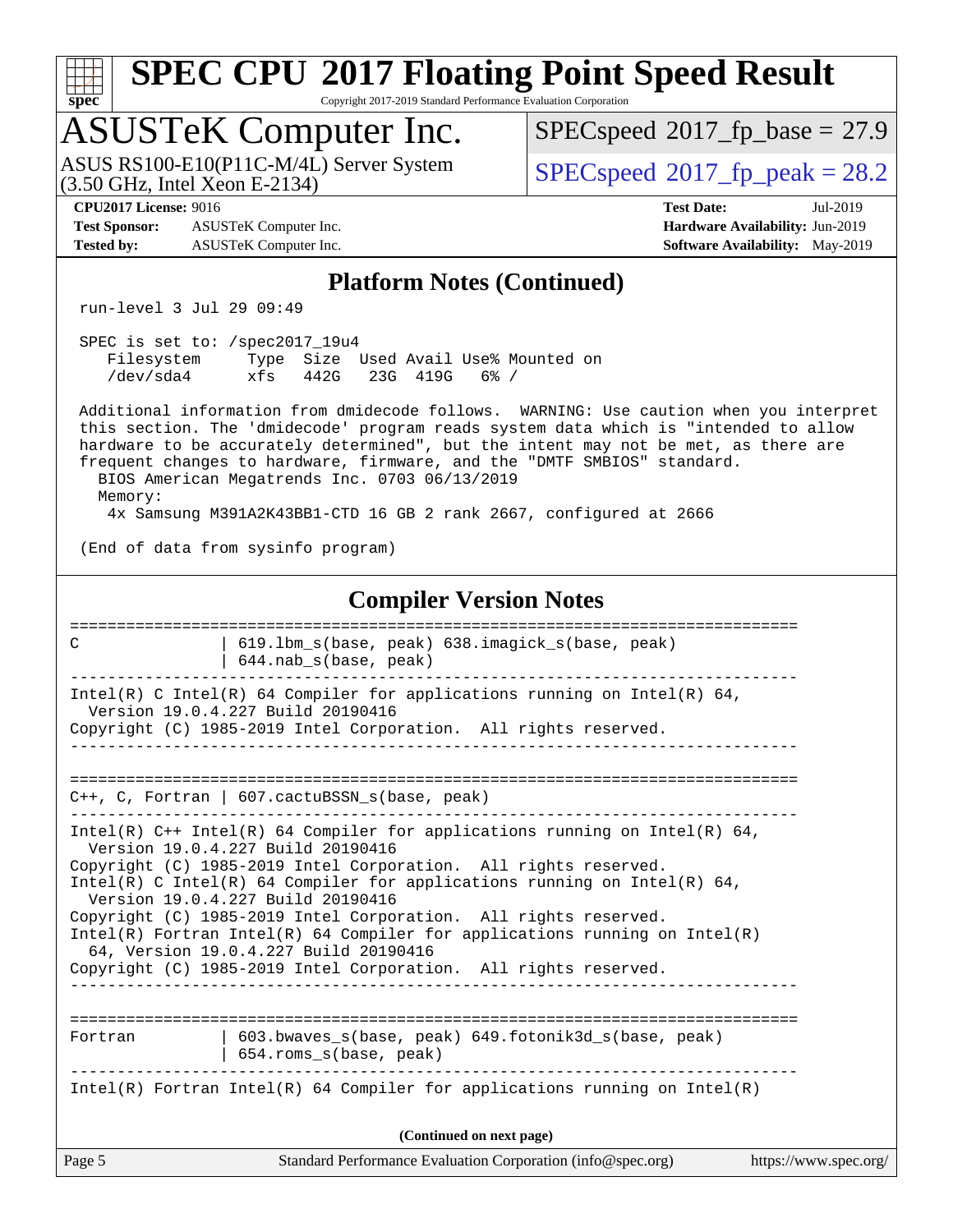## Platform Notes (Continued)

```
run-level 3 Jul 29 09:49

SPEC is set to: /spec2017_19u4
   Filesystem     Type  Size  Used Avail Use% Mounted on
   /dev/sda4      xfs   442G   23G  419G   6% /

Additional information from dmidecode follows.  WARNING: Use caution when you interpret
this section. The 'dmidecode' program reads system data which is "intended to allow
hardware to be accurately determined", but the intent may not be met, as there are
frequent changes to hardware, firmware, and the "DMTF SMBIOS" standard.
  BIOS American Megatrends Inc. 0703 06/13/2019
  Memory:
    4x Samsung M391A2K43BB1-CTD 16 GB 2 rank 2667, configured at 2666

(End of data from sysinfo program)
```

## Compiler Version Notes

```
==============================================================================
C               | 619.lbm_s(base, peak) 638.imagick_s(base, peak)
                | 644.nab_s(base, peak)
------------------------------------------------------------------------------
Intel(R) C Intel(R) 64 Compiler for applications running on Intel(R) 64,
  Version 19.0.4.227 Build 20190416
Copyright (C) 1985-2019 Intel Corporation.  All rights reserved.
------------------------------------------------------------------------------

==============================================================================
C++, C, Fortran | 607.cactuBSSN_s(base, peak)
------------------------------------------------------------------------------
Intel(R) C++ Intel(R) 64 Compiler for applications running on Intel(R) 64,
  Version 19.0.4.227 Build 20190416
Copyright (C) 1985-2019 Intel Corporation.  All rights reserved.
Intel(R) C Intel(R) 64 Compiler for applications running on Intel(R) 64,
  Version 19.0.4.227 Build 20190416
Copyright (C) 1985-2019 Intel Corporation.  All rights reserved.
Intel(R) Fortran Intel(R) 64 Compiler for applications running on Intel(R)
  64, Version 19.0.4.227 Build 20190416
Copyright (C) 1985-2019 Intel Corporation.  All rights reserved.
------------------------------------------------------------------------------

==============================================================================
Fortran         | 603.bwaves_s(base, peak) 649.fotonik3d_s(base, peak)
                | 654.roms_s(base, peak)
------------------------------------------------------------------------------
Intel(R) Fortran Intel(R) 64 Compiler for applications running on Intel(R)
```

**(Continued on next page)**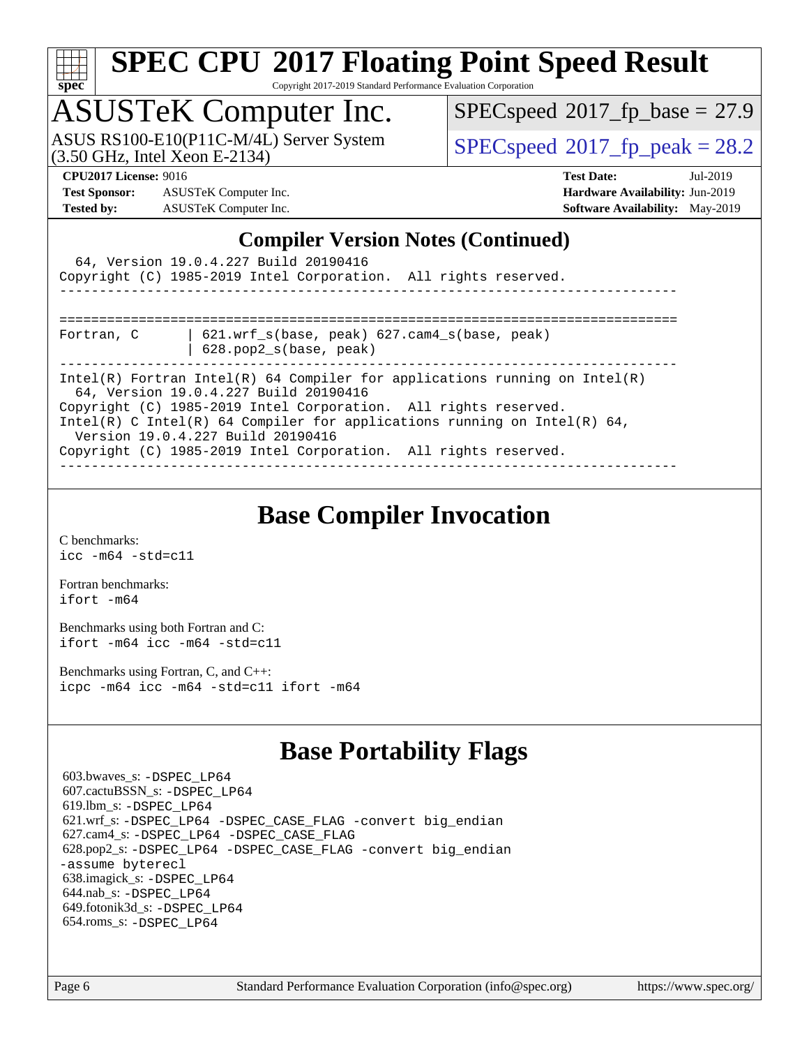# SPEC CPU 2017 Floating Point Speed Result

Copyright 2017-2019 Standard Performance Evaluation Corporation

## ASUSTeK Computer Inc.

ASUS RS100-E10(P11C-M/4L) Server System (3.50 GHz, Intel Xeon E-2134)

SPECspeed 2017_fp_base = 27.9

SPECspeed 2017_fp_peak = 28.2

**CPU2017 License:** 9016
**Test Sponsor:** ASUSTeK Computer Inc.
**Tested by:** ASUSTeK Computer Inc.

**Test Date:** Jul-2019
**Hardware Availability:** Jun-2019
**Software Availability:** May-2019

## Compiler Version Notes (Continued)

```
  64, Version 19.0.4.227 Build 20190416
Copyright (C) 1985-2019 Intel Corporation.  All rights reserved.
------------------------------------------------------------------------------

==============================================================================
Fortran, C       | 621.wrf_s(base, peak) 627.cam4_s(base, peak)
                 | 628.pop2_s(base, peak)
------------------------------------------------------------------------------
Intel(R) Fortran Intel(R) 64 Compiler for applications running on Intel(R)
  64, Version 19.0.4.227 Build 20190416
Copyright (C) 1985-2019 Intel Corporation.  All rights reserved.
Intel(R) C Intel(R) 64 Compiler for applications running on Intel(R) 64,
  Version 19.0.4.227 Build 20190416
Copyright (C) 1985-2019 Intel Corporation.  All rights reserved.
------------------------------------------------------------------------------
```

## Base Compiler Invocation

C benchmarks:
icc -m64 -std=c11

Fortran benchmarks:
ifort -m64

Benchmarks using both Fortran and C:
ifort -m64 icc -m64 -std=c11

Benchmarks using Fortran, C, and C++:
icpc -m64 icc -m64 -std=c11 ifort -m64

## Base Portability Flags

603.bwaves_s: -DSPEC_LP64
607.cactuBSSN_s: -DSPEC_LP64
619.lbm_s: -DSPEC_LP64
621.wrf_s: -DSPEC_LP64 -DSPEC_CASE_FLAG -convert big_endian
627.cam4_s: -DSPEC_LP64 -DSPEC_CASE_FLAG
628.pop2_s: -DSPEC_LP64 -DSPEC_CASE_FLAG -convert big_endian -assume byterecl
638.imagick_s: -DSPEC_LP64
644.nab_s: -DSPEC_LP64
649.fotonik3d_s: -DSPEC_LP64
654.roms_s: -DSPEC_LP64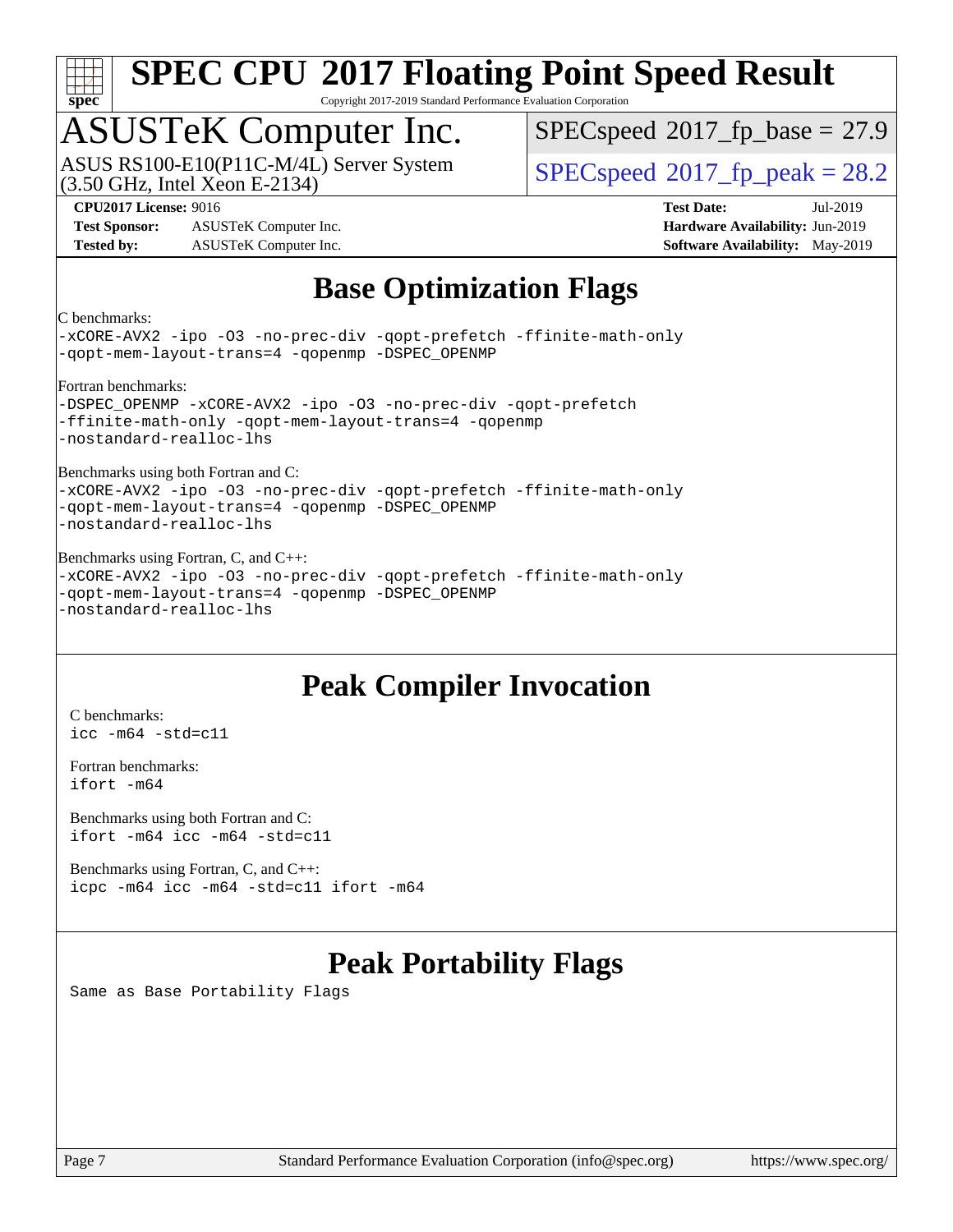# SPEC CPU 2017 Floating Point Speed Result

Copyright 2017-2019 Standard Performance Evaluation Corporation

# ASUSTeK Computer Inc.

ASUS RS100-E10(P11C-M/4L) Server System
(3.50 GHz, Intel Xeon E-2134)

SPECspeed 2017_fp_base = 27.9

SPECspeed 2017_fp_peak = 28.2

**CPU2017 License:** 9016
**Test Sponsor:** ASUSTeK Computer Inc.
**Tested by:** ASUSTeK Computer Inc.

**Test Date:** Jul-2019
**Hardware Availability:** Jun-2019
**Software Availability:** May-2019

## Base Optimization Flags

C benchmarks:

```
-xCORE-AVX2 -ipo -O3 -no-prec-div -qopt-prefetch -ffinite-math-only
-qopt-mem-layout-trans=4 -qopenmp -DSPEC_OPENMP
```

Fortran benchmarks:

```
-DSPEC_OPENMP -xCORE-AVX2 -ipo -O3 -no-prec-div -qopt-prefetch
-ffinite-math-only -qopt-mem-layout-trans=4 -qopenmp
-nostandard-realloc-lhs
```

Benchmarks using both Fortran and C:

```
-xCORE-AVX2 -ipo -O3 -no-prec-div -qopt-prefetch -ffinite-math-only
-qopt-mem-layout-trans=4 -qopenmp -DSPEC_OPENMP
-nostandard-realloc-lhs
```

Benchmarks using Fortran, C, and C++:

```
-xCORE-AVX2 -ipo -O3 -no-prec-div -qopt-prefetch -ffinite-math-only
-qopt-mem-layout-trans=4 -qopenmp -DSPEC_OPENMP
-nostandard-realloc-lhs
```

## Peak Compiler Invocation

C benchmarks:

```
icc -m64 -std=c11
```

Fortran benchmarks:

```
ifort -m64
```

Benchmarks using both Fortran and C:

```
ifort -m64 icc -m64 -std=c11
```

Benchmarks using Fortran, C, and C++:

```
icpc -m64 icc -m64 -std=c11 ifort -m64
```

## Peak Portability Flags

Same as Base Portability Flags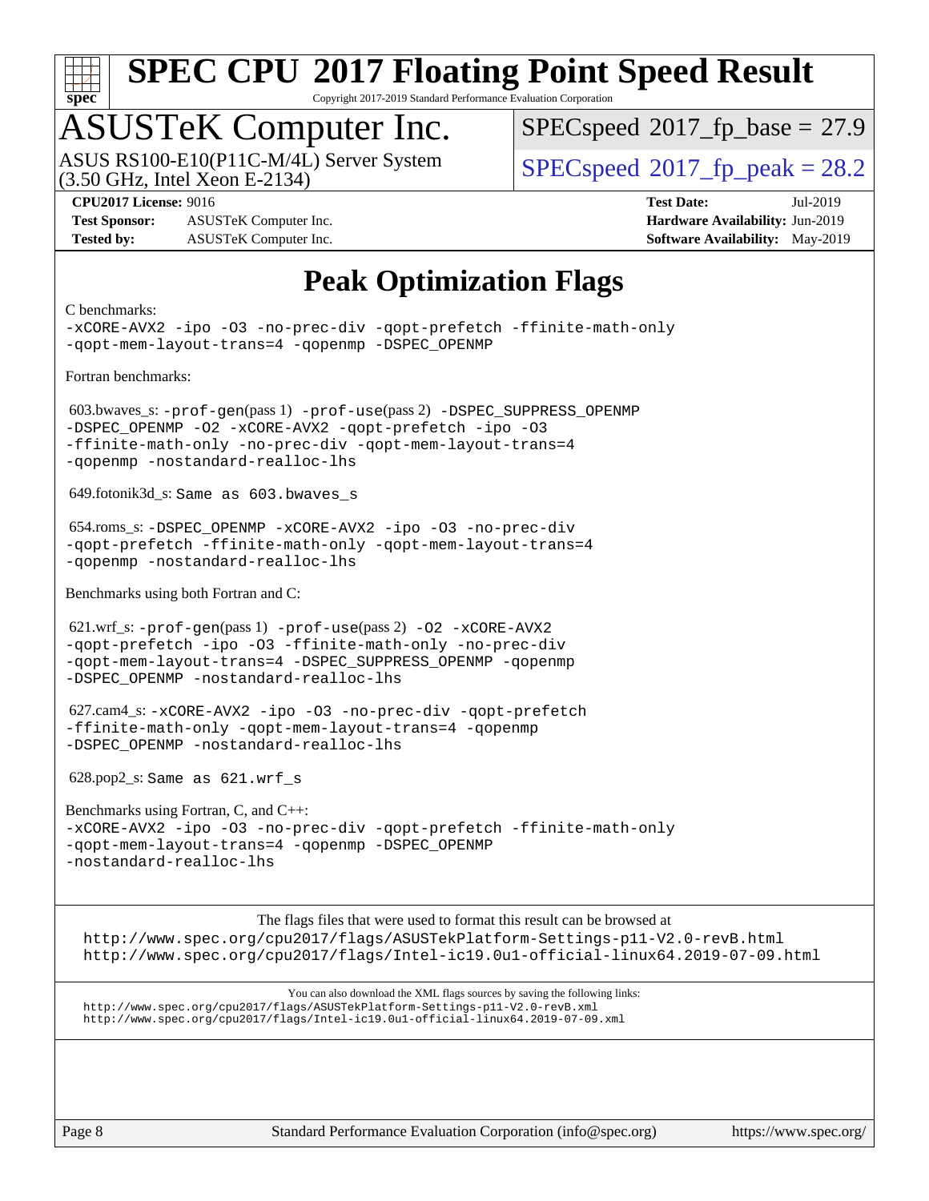# SPEC CPU 2017 Floating Point Speed Result

Copyright 2017-2019 Standard Performance Evaluation Corporation

## ASUSTeK Computer Inc.

ASUS RS100-E10(P11C-M/4L) Server System (3.50 GHz, Intel Xeon E-2134)

SPECspeed 2017_fp_base = 27.9

SPECspeed 2017_fp_peak = 28.2

**CPU2017 License:** 9016
**Test Sponsor:** ASUSTeK Computer Inc.
**Tested by:** ASUSTeK Computer Inc.

**Test Date:** Jul-2019
**Hardware Availability:** Jun-2019
**Software Availability:** May-2019

## Peak Optimization Flags

C benchmarks:

```
-xCORE-AVX2 -ipo -O3 -no-prec-div -qopt-prefetch -ffinite-math-only
-qopt-mem-layout-trans=4 -qopenmp -DSPEC_OPENMP
```

Fortran benchmarks:

603.bwaves_s: -prof-gen(pass 1) -prof-use(pass 2) -DSPEC_SUPPRESS_OPENMP -DSPEC_OPENMP -O2 -xCORE-AVX2 -qopt-prefetch -ipo -O3 -ffinite-math-only -no-prec-div -qopt-mem-layout-trans=4 -qopenmp -nostandard-realloc-lhs

649.fotonik3d_s: Same as 603.bwaves_s

654.roms_s: -DSPEC_OPENMP -xCORE-AVX2 -ipo -O3 -no-prec-div -qopt-prefetch -ffinite-math-only -qopt-mem-layout-trans=4 -qopenmp -nostandard-realloc-lhs

Benchmarks using both Fortran and C:

621.wrf_s: -prof-gen(pass 1) -prof-use(pass 2) -O2 -xCORE-AVX2 -qopt-prefetch -ipo -O3 -ffinite-math-only -no-prec-div -qopt-mem-layout-trans=4 -DSPEC_SUPPRESS_OPENMP -qopenmp -DSPEC_OPENMP -nostandard-realloc-lhs

627.cam4_s: -xCORE-AVX2 -ipo -O3 -no-prec-div -qopt-prefetch -ffinite-math-only -qopt-mem-layout-trans=4 -qopenmp -DSPEC_OPENMP -nostandard-realloc-lhs

628.pop2_s: Same as 621.wrf_s

Benchmarks using Fortran, C, and C++:

```
-xCORE-AVX2 -ipo -O3 -no-prec-div -qopt-prefetch -ffinite-math-only
-qopt-mem-layout-trans=4 -qopenmp -DSPEC_OPENMP
-nostandard-realloc-lhs
```

The flags files that were used to format this result can be browsed at
http://www.spec.org/cpu2017/flags/ASUSTekPlatform-Settings-p11-V2.0-revB.html
http://www.spec.org/cpu2017/flags/Intel-ic19.0u1-official-linux64.2019-07-09.html

You can also download the XML flags sources by saving the following links:
http://www.spec.org/cpu2017/flags/ASUSTekPlatform-Settings-p11-V2.0-revB.xml
http://www.spec.org/cpu2017/flags/Intel-ic19.0u1-official-linux64.2019-07-09.xml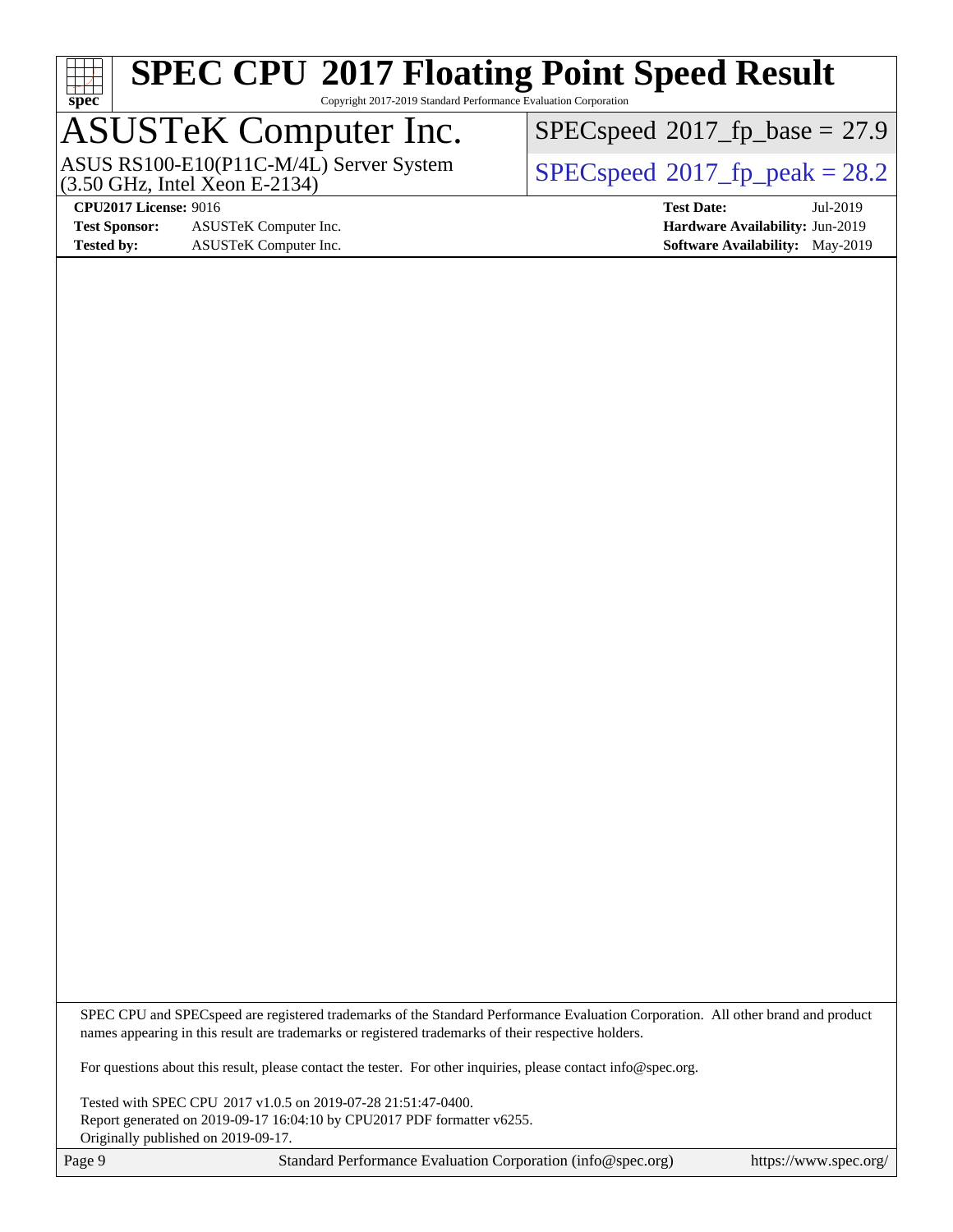SPEC CPU and SPECspeed are registered trademarks of the Standard Performance Evaluation Corporation. All other brand and product names appearing in this result are trademarks or registered trademarks of their respective holders.

For questions about this result, please contact the tester. For other inquiries, please contact info@spec.org.

Tested with SPEC CPU 2017 v1.0.5 on 2019-07-28 21:51:47-0400.
Report generated on 2019-09-17 16:04:10 by CPU2017 PDF formatter v6255.
Originally published on 2019-09-17.